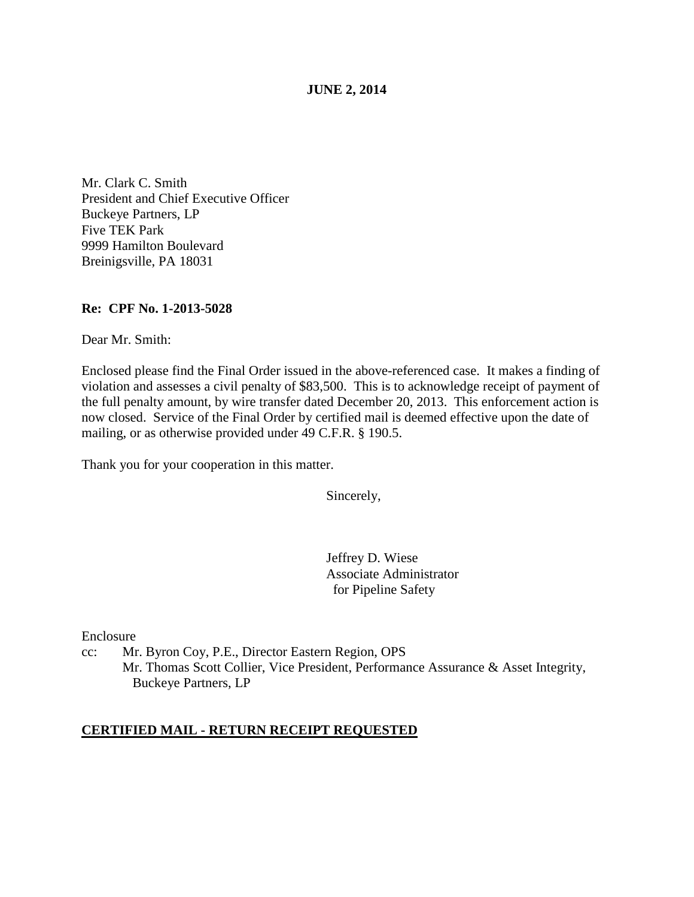**JUNE 2, 2014**

Mr. Clark C. Smith
President and Chief Executive Officer
Buckeye Partners, LP
Five TEK Park
9999 Hamilton Boulevard
Breinigsville, PA 18031

**Re: CPF No. 1-2013-5028**

Dear Mr. Smith:

Enclosed please find the Final Order issued in the above-referenced case. It makes a finding of violation and assesses a civil penalty of $83,500. This is to acknowledge receipt of payment of the full penalty amount, by wire transfer dated December 20, 2013. This enforcement action is now closed. Service of the Final Order by certified mail is deemed effective upon the date of mailing, or as otherwise provided under 49 C.F.R. § 190.5.

Thank you for your cooperation in this matter.

Sincerely,

Jeffrey D. Wiese
Associate Administrator
for Pipeline Safety

Enclosure

cc: Mr. Byron Coy, P.E., Director Eastern Region, OPS
Mr. Thomas Scott Collier, Vice President, Performance Assurance & Asset Integrity, Buckeye Partners, LP

**CERTIFIED MAIL - RETURN RECEIPT REQUESTED**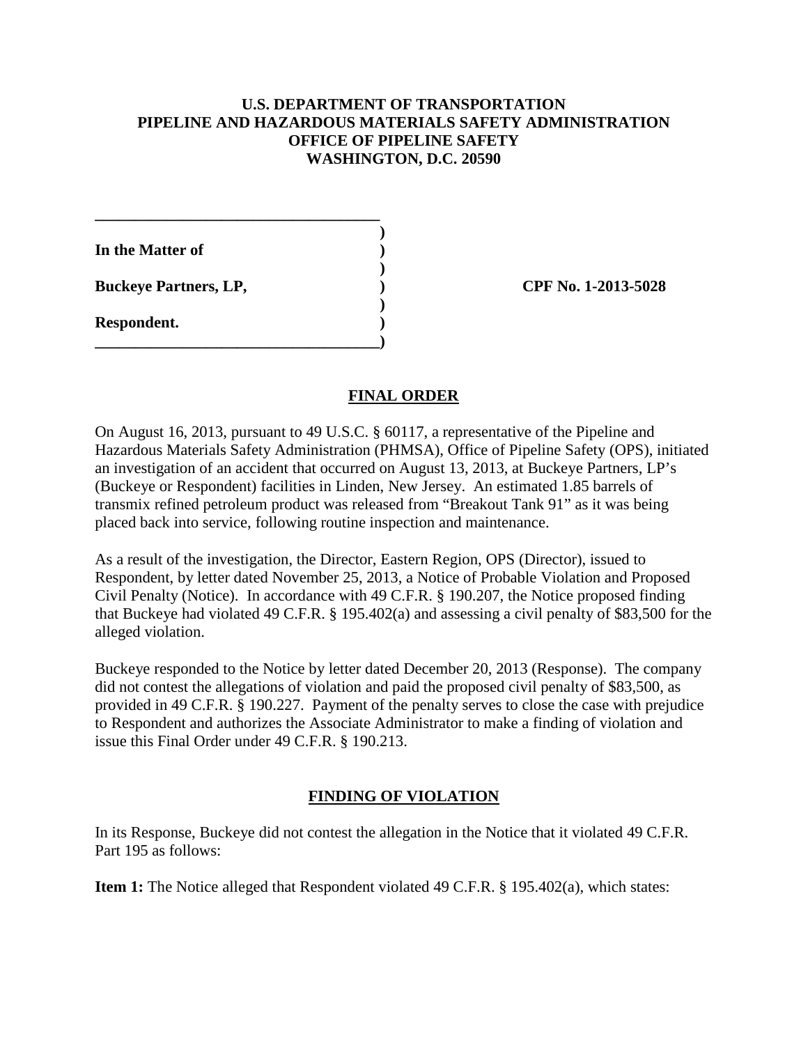**U.S. DEPARTMENT OF TRANSPORTATION**
**PIPELINE AND HAZARDOUS MATERIALS SAFETY ADMINISTRATION**
**OFFICE OF PIPELINE SAFETY**
**WASHINGTON, D.C. 20590**

| | |
|---|---|
| **In the Matter of** | |
| **Buckeye Partners, LP,** | **CPF No. 1-2013-5028** |
| **Respondent.** | |

## FINAL ORDER

On August 16, 2013, pursuant to 49 U.S.C. § 60117, a representative of the Pipeline and Hazardous Materials Safety Administration (PHMSA), Office of Pipeline Safety (OPS), initiated an investigation of an accident that occurred on August 13, 2013, at Buckeye Partners, LP's (Buckeye or Respondent) facilities in Linden, New Jersey. An estimated 1.85 barrels of transmix refined petroleum product was released from "Breakout Tank 91" as it was being placed back into service, following routine inspection and maintenance.

As a result of the investigation, the Director, Eastern Region, OPS (Director), issued to Respondent, by letter dated November 25, 2013, a Notice of Probable Violation and Proposed Civil Penalty (Notice). In accordance with 49 C.F.R. § 190.207, the Notice proposed finding that Buckeye had violated 49 C.F.R. § 195.402(a) and assessing a civil penalty of $83,500 for the alleged violation.

Buckeye responded to the Notice by letter dated December 20, 2013 (Response). The company did not contest the allegations of violation and paid the proposed civil penalty of $83,500, as provided in 49 C.F.R. § 190.227. Payment of the penalty serves to close the case with prejudice to Respondent and authorizes the Associate Administrator to make a finding of violation and issue this Final Order under 49 C.F.R. § 190.213.

## FINDING OF VIOLATION

In its Response, Buckeye did not contest the allegation in the Notice that it violated 49 C.F.R. Part 195 as follows:

**Item 1:** The Notice alleged that Respondent violated 49 C.F.R. § 195.402(a), which states: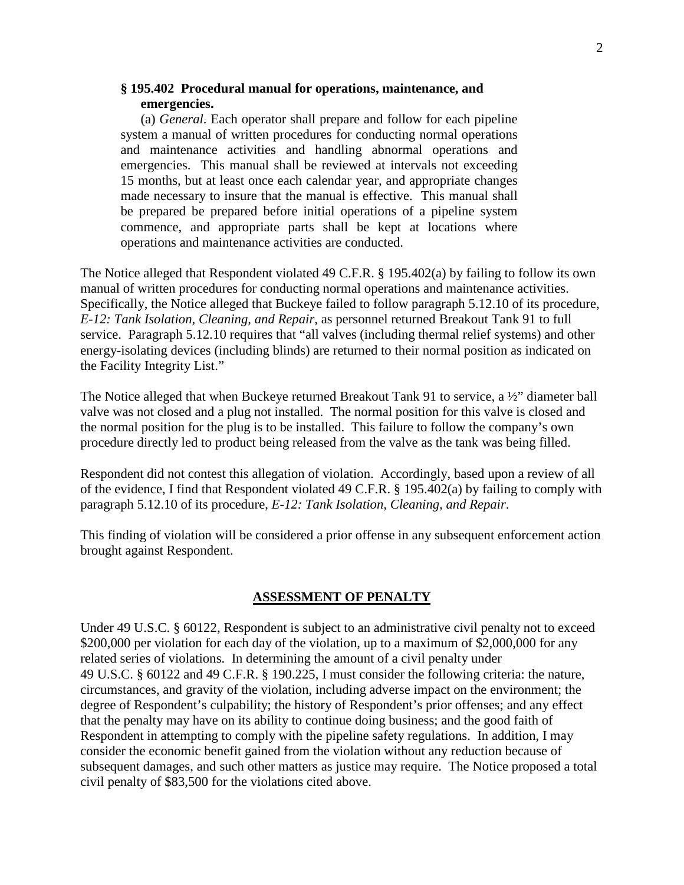**§ 195.402 Procedural manual for operations, maintenance, and emergencies.**

> (a) *General*. Each operator shall prepare and follow for each pipeline system a manual of written procedures for conducting normal operations and maintenance activities and handling abnormal operations and emergencies. This manual shall be reviewed at intervals not exceeding 15 months, but at least once each calendar year, and appropriate changes made necessary to insure that the manual is effective. This manual shall be prepared be prepared before initial operations of a pipeline system commence, and appropriate parts shall be kept at locations where operations and maintenance activities are conducted.

The Notice alleged that Respondent violated 49 C.F.R. § 195.402(a) by failing to follow its own manual of written procedures for conducting normal operations and maintenance activities. Specifically, the Notice alleged that Buckeye failed to follow paragraph 5.12.10 of its procedure, *E-12: Tank Isolation, Cleaning, and Repair*, as personnel returned Breakout Tank 91 to full service. Paragraph 5.12.10 requires that "all valves (including thermal relief systems) and other energy-isolating devices (including blinds) are returned to their normal position as indicated on the Facility Integrity List."

The Notice alleged that when Buckeye returned Breakout Tank 91 to service, a ½" diameter ball valve was not closed and a plug not installed. The normal position for this valve is closed and the normal position for the plug is to be installed. This failure to follow the company's own procedure directly led to product being released from the valve as the tank was being filled.

Respondent did not contest this allegation of violation. Accordingly, based upon a review of all of the evidence, I find that Respondent violated 49 C.F.R. § 195.402(a) by failing to comply with paragraph 5.12.10 of its procedure, *E-12: Tank Isolation, Cleaning, and Repair*.

This finding of violation will be considered a prior offense in any subsequent enforcement action brought against Respondent.

## ASSESSMENT OF PENALTY

Under 49 U.S.C. § 60122, Respondent is subject to an administrative civil penalty not to exceed $200,000 per violation for each day of the violation, up to a maximum of $2,000,000 for any related series of violations. In determining the amount of a civil penalty under 49 U.S.C. § 60122 and 49 C.F.R. § 190.225, I must consider the following criteria: the nature, circumstances, and gravity of the violation, including adverse impact on the environment; the degree of Respondent's culpability; the history of Respondent's prior offenses; and any effect that the penalty may have on its ability to continue doing business; and the good faith of Respondent in attempting to comply with the pipeline safety regulations. In addition, I may consider the economic benefit gained from the violation without any reduction because of subsequent damages, and such other matters as justice may require. The Notice proposed a total civil penalty of $83,500 for the violations cited above.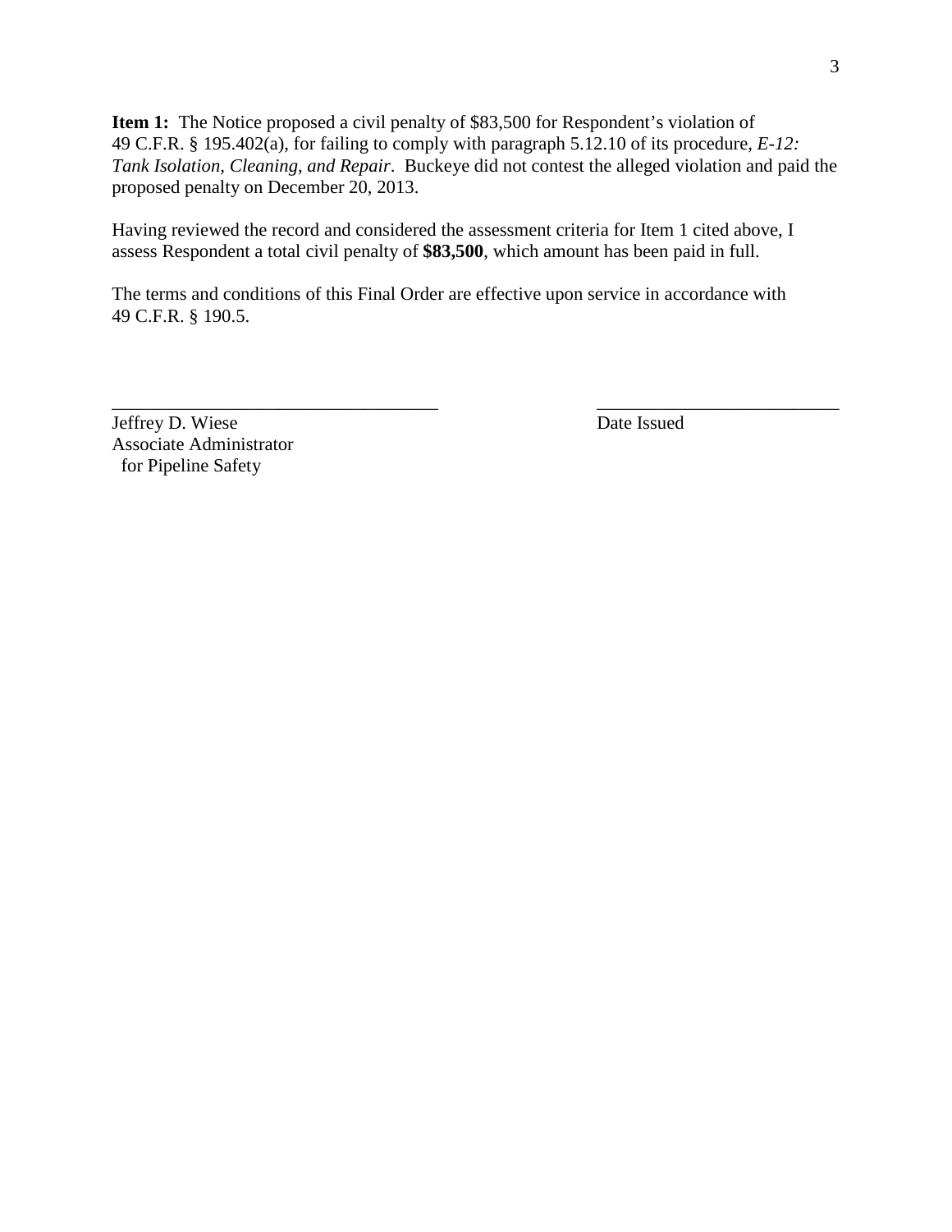**Item 1:** The Notice proposed a civil penalty of $83,500 for Respondent's violation of 49 C.F.R. § 195.402(a), for failing to comply with paragraph 5.12.10 of its procedure, *E-12: Tank Isolation, Cleaning, and Repair*. Buckeye did not contest the alleged violation and paid the proposed penalty on December 20, 2013.

Having reviewed the record and considered the assessment criteria for Item 1 cited above, I assess Respondent a total civil penalty of **$83,500**, which amount has been paid in full.

The terms and conditions of this Final Order are effective upon service in accordance with 49 C.F.R. § 190.5.

| | |
|---|---|
| ___________________________________ | __________________________ |
| Jeffrey D. Wiese<br>Associate Administrator<br>for Pipeline Safety | Date Issued |